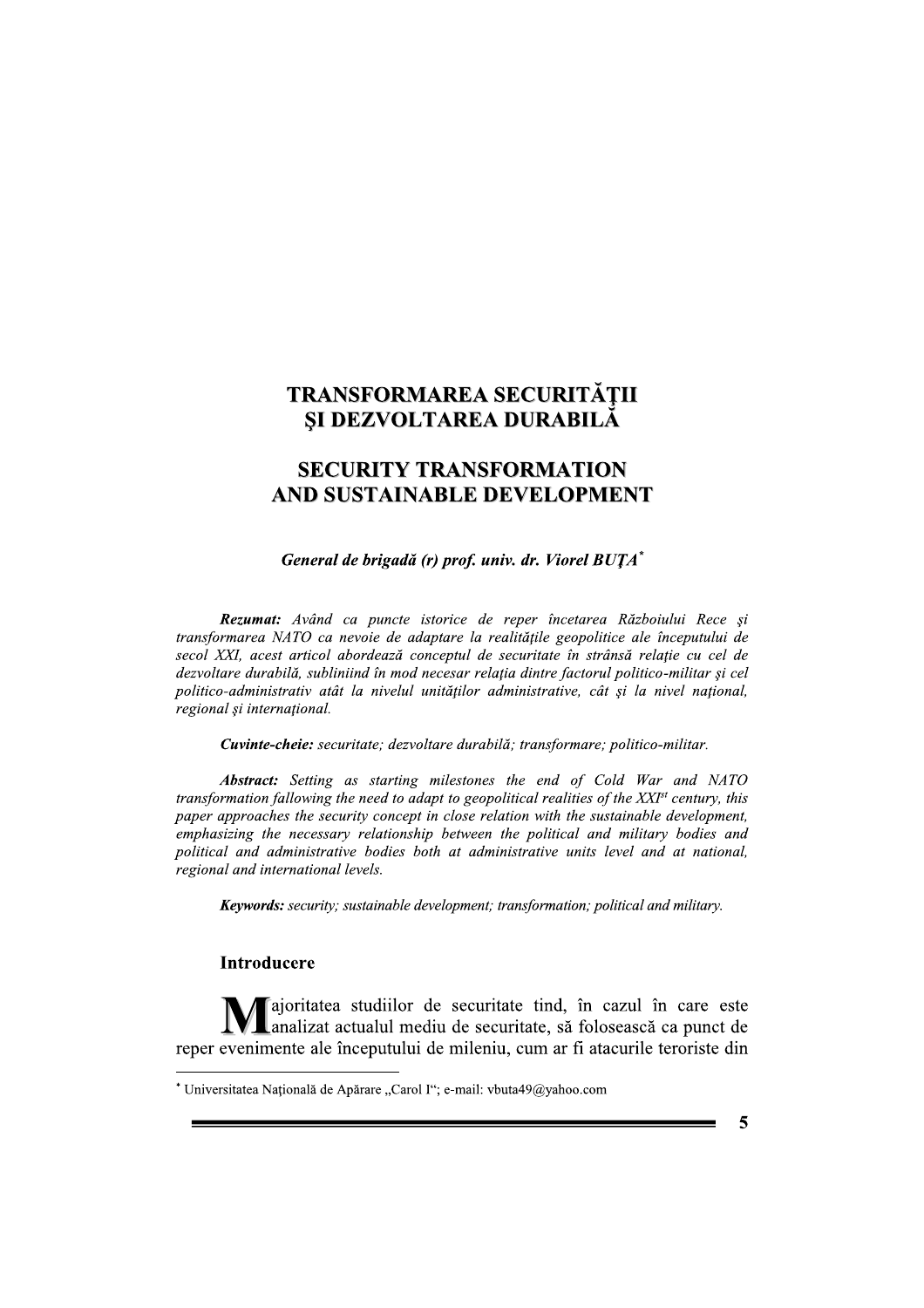# TRANSFORMAREA SECURITĂŢII ŞI DEZVOLTAREA DURABILĂ

# SECURITY TRANSFORMATION AND SUSTAINABLE DEVELOPMENT

***General de brigadă (r) prof. univ. dr. Viorel BUŢA****

***Rezumat:*** *Având ca puncte istorice de reper încetarea Războiului Rece şi transformarea NATO ca nevoie de adaptare la realităţile geopolitice ale începutului de secol XXI, acest articol abordează conceptul de securitate în strânsă relaţie cu cel de dezvoltare durabilă, subliniind în mod necesar relaţia dintre factorul politico-militar şi cel politico-administrativ atât la nivelul unităţilor administrative, cât şi la nivel naţional, regional şi internaţional.*

***Cuvinte-cheie:*** *securitate; dezvoltare durabilă; transformare; politico-militar.*

***Abstract:*** *Setting as starting milestones the end of Cold War and NATO transformation fallowing the need to adapt to geopolitical realities of the XXI$^{st}$ century, this paper approaches the security concept in close relation with the sustainable development, emphasizing the necessary relationship between the political and military bodies and political and administrative bodies both at administrative units level and at national, regional and international levels.*

***Keywords:*** *security; sustainable development; transformation; political and military.*

## Introducere

Majoritatea studiilor de securitate tind, în cazul în care este analizat actualul mediu de securitate, să folosească ca punct de reper evenimente ale începutului de mileniu, cum ar fi atacurile teroriste din

---

\* Universitatea Naţională de Apărare „Carol I"; e-mail: vbuta49@yahoo.com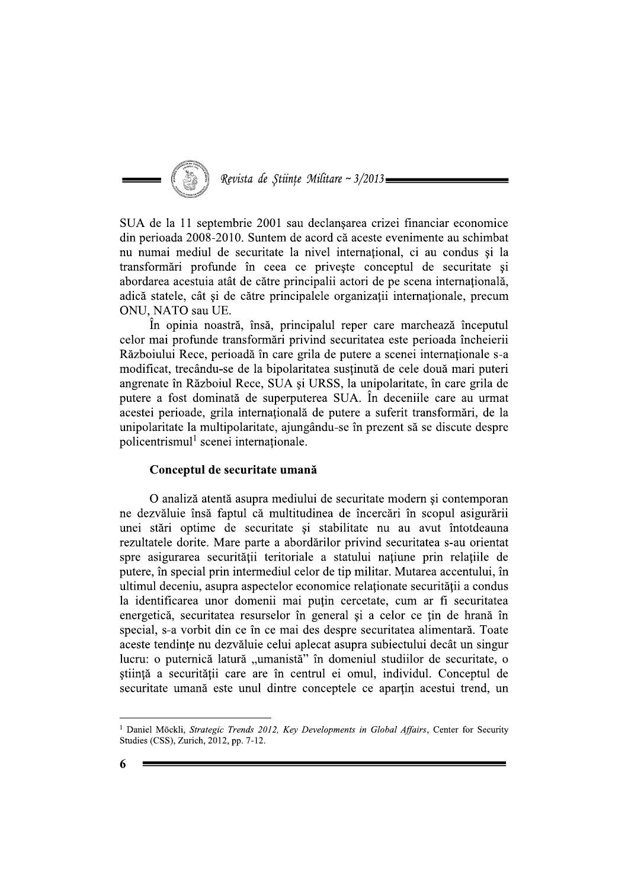SUA de la 11 septembrie 2001 sau declanşarea crizei financiar economice din perioada 2008-2010. Suntem de acord că aceste evenimente au schimbat nu numai mediul de securitate la nivel internaţional, ci au condus şi la transformări profunde în ceea ce priveşte conceptul de securitate şi abordarea acestuia atât de către principalii actori de pe scena internaţională, adică statele, cât şi de către principalele organizaţii internaţionale, precum ONU, NATO sau UE.

În opinia noastră, însă, principalul reper care marchează începutul celor mai profunde transformări privind securitatea este perioada încheierii Războiului Rece, perioadă în care grila de putere a scenei internaţionale s-a modificat, trecându-se de la bipolaritatea susţinută de cele două mari puteri angrenate în Războiul Rece, SUA şi URSS, la unipolaritate, în care grila de putere a fost dominată de superputerea SUA. În deceniile care au urmat acestei perioade, grila internaţională de putere a suferit transformări, de la unipolaritate la multipolaritate, ajungându-se în prezent să se discute despre policentrismul[1] scenei internaţionale.

### Conceptul de securitate umană

O analiză atentă asupra mediului de securitate modern şi contemporan ne dezvăluie însă faptul că multitudinea de încercări în scopul asigurării unei stări optime de securitate şi stabilitate nu au avut întotdeauna rezultatele dorite. Mare parte a abordărilor privind securitatea s-au orientat spre asigurarea securităţii teritoriale a statului naţiune prin relaţiile de putere, în special prin intermediul celor de tip militar. Mutarea accentului, în ultimul deceniu, asupra aspectelor economice relaţionate securităţii a condus la identificarea unor domenii mai puţin cercetate, cum ar fi securitatea energetică, securitatea resurselor în general şi a celor ce ţin de hrană în special, s-a vorbit din ce în ce mai des despre securitatea alimentară. Toate aceste tendinţe nu dezvăluie celui aplecat asupra subiectului decât un singur lucru: o puternică latură „umanistă" în domeniul studiilor de securitate, o ştiinţă a securităţii care are în centrul ei omul, individul. Conceptul de securitate umană este unul dintre conceptele ce aparţin acestui trend, un

---

[1] Daniel Möckli, *Strategic Trends 2012, Key Developments in Global Affairs*, Center for Security Studies (CSS), Zurich, 2012, pp. 7-12.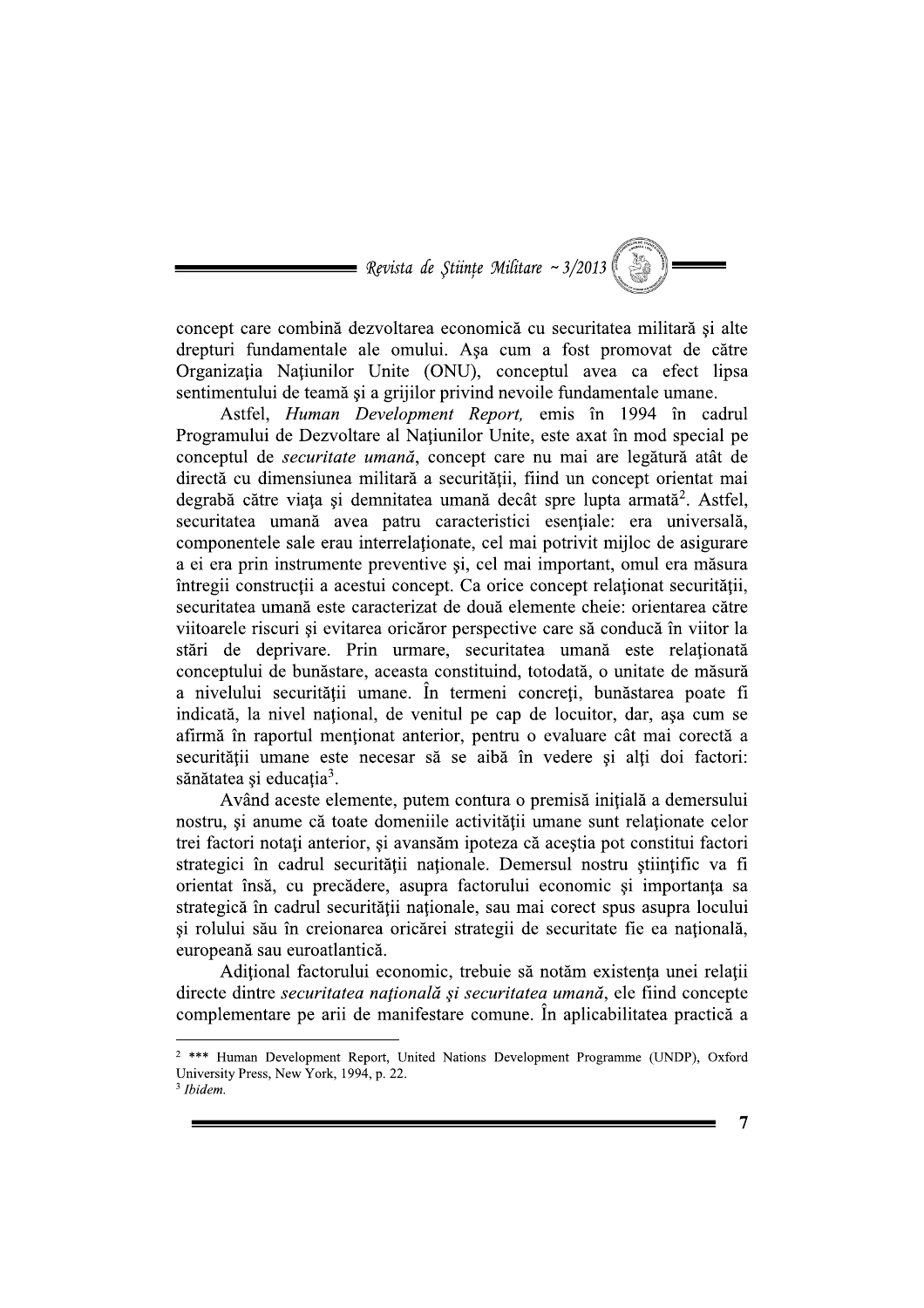concept care combină dezvoltarea economică cu securitatea militară și alte drepturi fundamentale ale omului. Așa cum a fost promovat de către Organizația Națiunilor Unite (ONU), conceptul avea ca efect lipsa sentimentului de teamă și a grijilor privind nevoile fundamentale umane.

Astfel, *Human Development Report,* emis în 1994 în cadrul Programului de Dezvoltare al Națiunilor Unite, este axat în mod special pe conceptul de *securitate umană*, concept care nu mai are legătură atât de directă cu dimensiunea militară a securității, fiind un concept orientat mai degrabă către viața și demnitatea umană decât spre lupta armată[2]. Astfel, securitatea umană avea patru caracteristici esențiale: era universală, componentele sale erau interrelaționate, cel mai potrivit mijloc de asigurare a ei era prin instrumente preventive și, cel mai important, omul era măsura întregii construcții a acestui concept. Ca orice concept relaționat securității, securitatea umană este caracterizat de două elemente cheie: orientarea către viitoarele riscuri și evitarea oricăror perspective care să conducă în viitor la stări de deprivare. Prin urmare, securitatea umană este relaționată conceptului de bunăstare, aceasta constituind, totodată, o unitate de măsură a nivelului securității umane. În termeni concreți, bunăstarea poate fi indicată, la nivel național, de venitul pe cap de locuitor, dar, așa cum se afirmă în raportul menționat anterior, pentru o evaluare cât mai corectă a securității umane este necesar să se aibă în vedere și alți doi factori: sănătatea și educația[3].

Având aceste elemente, putem contura o premisă inițială a demersului nostru, și anume că toate domeniile activității umane sunt relaționate celor trei factori notați anterior, și avansăm ipoteza că aceștia pot constitui factori strategici în cadrul securității naționale. Demersul nostru științific va fi orientat însă, cu precădere, asupra factorului economic și importanța sa strategică în cadrul securității naționale, sau mai corect spus asupra locului și rolului său în creionarea oricărei strategii de securitate fie ea națională, europeană sau euroatlantică.

Adițional factorului economic, trebuie să notăm existența unei relații directe dintre *securitatea națională și securitatea umană*, ele fiind concepte complementare pe arii de manifestare comune. În aplicabilitatea practică a

---

[2] *** Human Development Report, United Nations Development Programme (UNDP), Oxford University Press, New York, 1994, p. 22.

[3] *Ibidem.*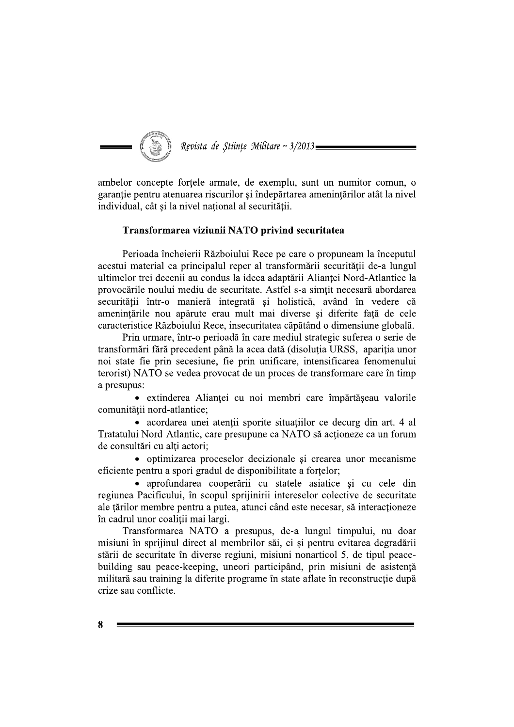ambelor concepte forțele armate, de exemplu, sunt un numitor comun, o garanție pentru atenuarea riscurilor și îndepărtarea amenințărilor atât la nivel individual, cât și la nivel național al securității.

### Transformarea viziunii NATO privind securitatea

Perioada încheierii Războiului Rece pe care o propuneam la începutul acestui material ca principalul reper al transformării securității de-a lungul ultimelor trei decenii au condus la ideea adaptării Alianței Nord-Atlantice la provocările noului mediu de securitate. Astfel s-a simțit necesară abordarea securității într-o manieră integrată și holistică, având în vedere că amenințările nou apărute erau mult mai diverse și diferite față de cele caracteristice Războiului Rece, insecuritatea căpătând o dimensiune globală.

Prin urmare, într-o perioadă în care mediul strategic suferea o serie de transformări fără precedent până la acea dată (disoluția URSS, apariția unor noi state fie prin secesiune, fie prin unificare, intensificarea fenomenului terorist) NATO se vedea provocat de un proces de transformare care în timp a presupus:

- extinderea Alianței cu noi membri care împărtășeau valorile comunității nord-atlantice;
- acordarea unei atenții sporite situațiilor ce decurg din art. 4 al Tratatului Nord-Atlantic, care presupune ca NATO să acționeze ca un forum de consultări cu alți actori;
- optimizarea proceselor decizionale și crearea unor mecanisme eficiente pentru a spori gradul de disponibilitate a forțelor;
- aprofundarea cooperării cu statele asiatice și cu cele din regiunea Pacificului, în scopul sprijinirii intereselor colective de securitate ale țărilor membre pentru a putea, atunci când este necesar, să interacționeze în cadrul unor coaliții mai largi.

Transformarea NATO a presupus, de-a lungul timpului, nu doar misiuni în sprijinul direct al membrilor săi, ci și pentru evitarea degradării stării de securitate în diverse regiuni, misiuni nonarticol 5, de tipul peace-building sau peace-keeping, uneori participând, prin misiuni de asistență militară sau training la diferite programe în state aflate în reconstrucție după crize sau conflicte.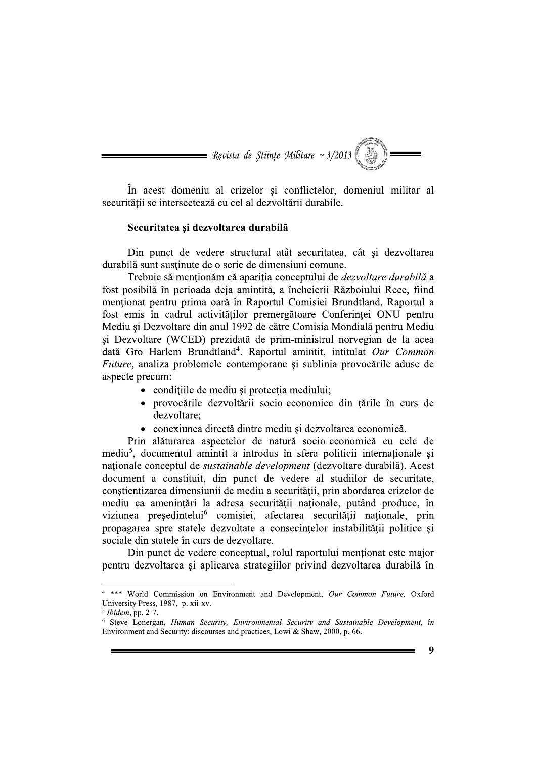În acest domeniu al crizelor şi conflictelor, domeniul militar al securităţii se intersectează cu cel al dezvoltării durabile.

### Securitatea şi dezvoltarea durabilă

Din punct de vedere structural atât securitatea, cât şi dezvoltarea durabilă sunt susţinute de o serie de dimensiuni comune.

Trebuie să menţionăm că apariţia conceptului de *dezvoltare durabilă* a fost posibilă în perioada deja amintită, a încheierii Războiului Rece, fiind menţionat pentru prima oară în Raportul Comisiei Brundtland. Raportul a fost emis în cadrul activităţilor premergătoare Conferinţei ONU pentru Mediu şi Dezvoltare din anul 1992 de către Comisia Mondială pentru Mediu şi Dezvoltare (WCED) prezidată de prim-ministrul norvegian de la acea dată Gro Harlem Brundtland[4]. Raportul amintit, intitulat *Our Common Future*, analiza problemele contemporane şi sublinia provocările aduse de aspecte precum:

- condiţiile de mediu şi protecţia mediului;
- provocările dezvoltării socio-economice din ţările în curs de dezvoltare;
- conexiunea directă dintre mediu şi dezvoltarea economică.

Prin alăturarea aspectelor de natură socio-economică cu cele de mediu[5], documentul amintit a introdus în sfera politicii internaţionale şi naţionale conceptul de *sustainable development* (dezvoltare durabilă). Acest document a constituit, din punct de vedere al studiilor de securitate, conştientizarea dimensiunii de mediu a securităţii, prin abordarea crizelor de mediu ca ameninţări la adresa securităţii naţionale, putând produce, în viziunea preşedintelui[6] comisiei, afectarea securităţii naţionale, prin propagarea spre statele dezvoltate a consecinţelor instabilităţii politice şi sociale din statele în curs de dezvoltare.

Din punct de vedere conceptual, rolul raportului menţionat este major pentru dezvoltarea şi aplicarea strategiilor privind dezvoltarea durabilă în

---

[4] *** World Commission on Environment and Development, *Our Common Future,* Oxford University Press, 1987, p. xii-xv.

[5] *Ibidem*, pp. 2-7.

[6] Steve Lonergan, *Human Security, Environmental Security and Sustainable Development, în* Environment and Security: discourses and practices, Lowi & Shaw, 2000, p. 66.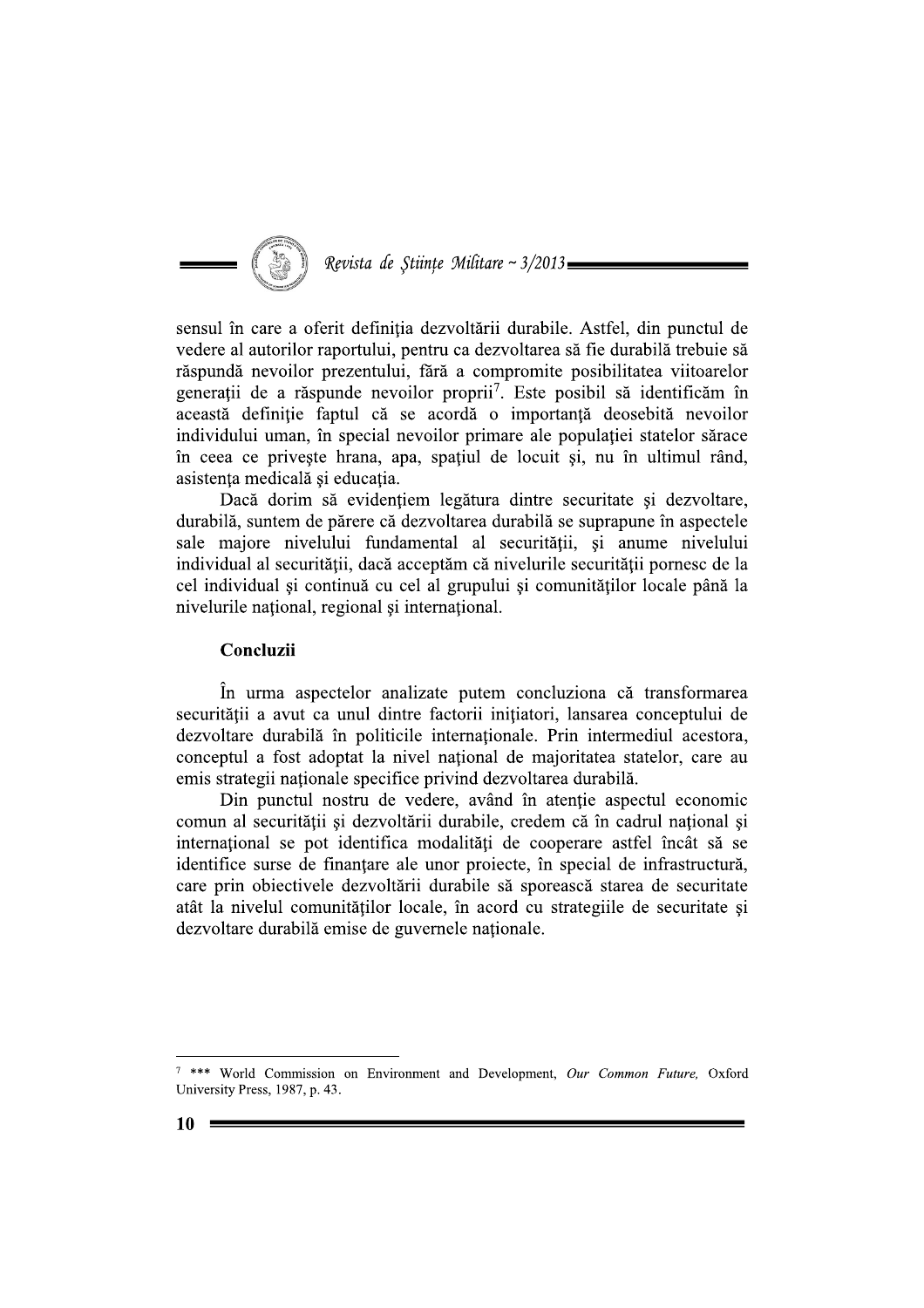sensul în care a oferit definiția dezvoltării durabile. Astfel, din punctul de vedere al autorilor raportului, pentru ca dezvoltarea să fie durabilă trebuie să răspundă nevoilor prezentului, fără a compromite posibilitatea viitoarelor generații de a răspunde nevoilor proprii[7]. Este posibil să identificăm în această definiție faptul că se acordă o importanță deosebită nevoilor individului uman, în special nevoilor primare ale populației statelor sărace în ceea ce privește hrana, apa, spațiul de locuit și, nu în ultimul rând, asistența medicală și educația.

Dacă dorim să evidențiem legătura dintre securitate și dezvoltare, durabilă, suntem de părere că dezvoltarea durabilă se suprapune în aspectele sale majore nivelului fundamental al securității, și anume nivelului individual al securității, dacă acceptăm că nivelurile securității pornesc de la cel individual și continuă cu cel al grupului și comunităților locale până la nivelurile național, regional și internațional.

## Concluzii

În urma aspectelor analizate putem concluziona că transformarea securității a avut ca unul dintre factorii inițiatori, lansarea conceptului de dezvoltare durabilă în politicile internaționale. Prin intermediul acestora, conceptul a fost adoptat la nivel național de majoritatea statelor, care au emis strategii naționale specifice privind dezvoltarea durabilă.

Din punctul nostru de vedere, având în atenție aspectul economic comun al securității și dezvoltării durabile, credem că în cadrul național și internațional se pot identifica modalități de cooperare astfel încât să se identifice surse de finanțare ale unor proiecte, în special de infrastructură, care prin obiectivele dezvoltării durabile să sporească starea de securitate atât la nivelul comunităților locale, în acord cu strategiile de securitate și dezvoltare durabilă emise de guvernele naționale.

---

[7] *** World Commission on Environment and Development, *Our Common Future,* Oxford University Press, 1987, p. 43.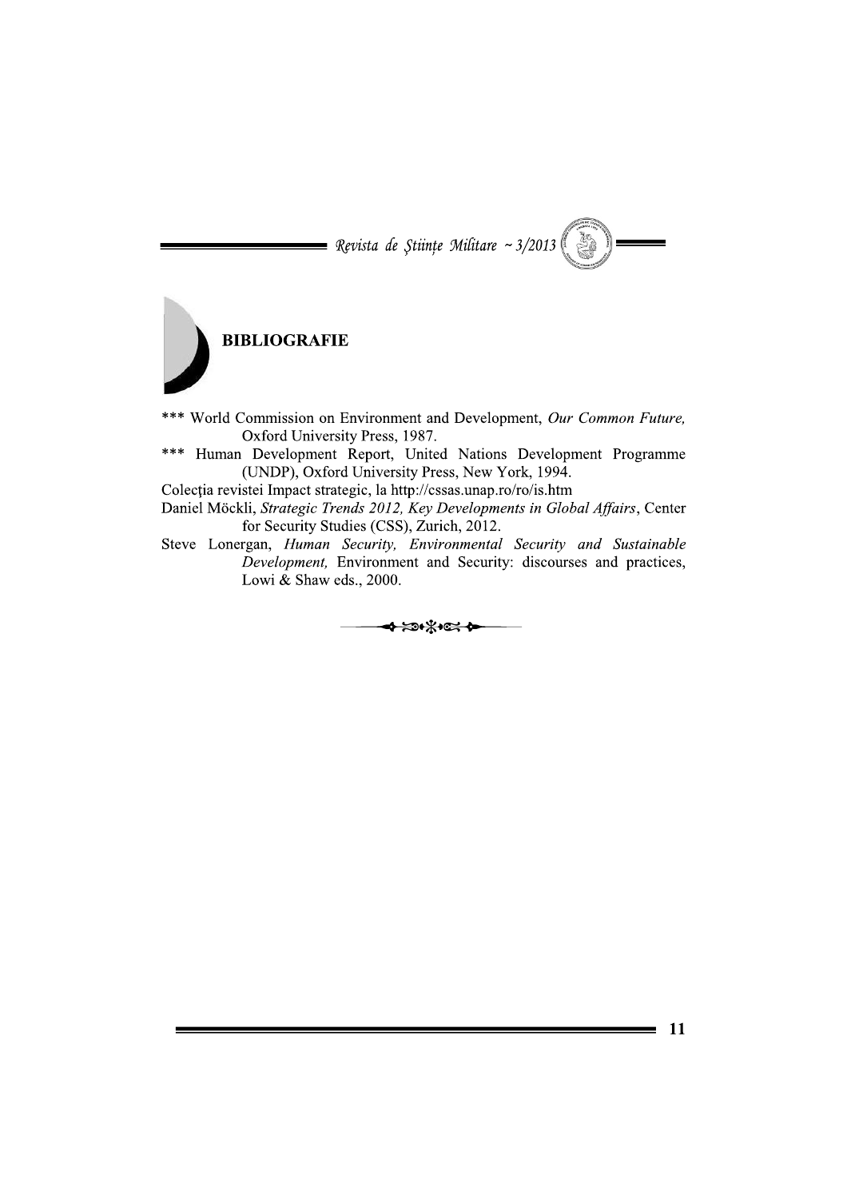## BIBLIOGRAFIE

*** World Commission on Environment and Development, *Our Common Future,* Oxford University Press, 1987.

*** Human Development Report, United Nations Development Programme (UNDP), Oxford University Press, New York, 1994.

Colecţia revistei Impact strategic, la http://cssas.unap.ro/ro/is.htm

Daniel Möckli, *Strategic Trends 2012, Key Developments in Global Affairs*, Center for Security Studies (CSS), Zurich, 2012.

Steve Lonergan, *Human Security, Environmental Security and Sustainable Development,* Environment and Security: discourses and practices, Lowi & Shaw eds., 2000.